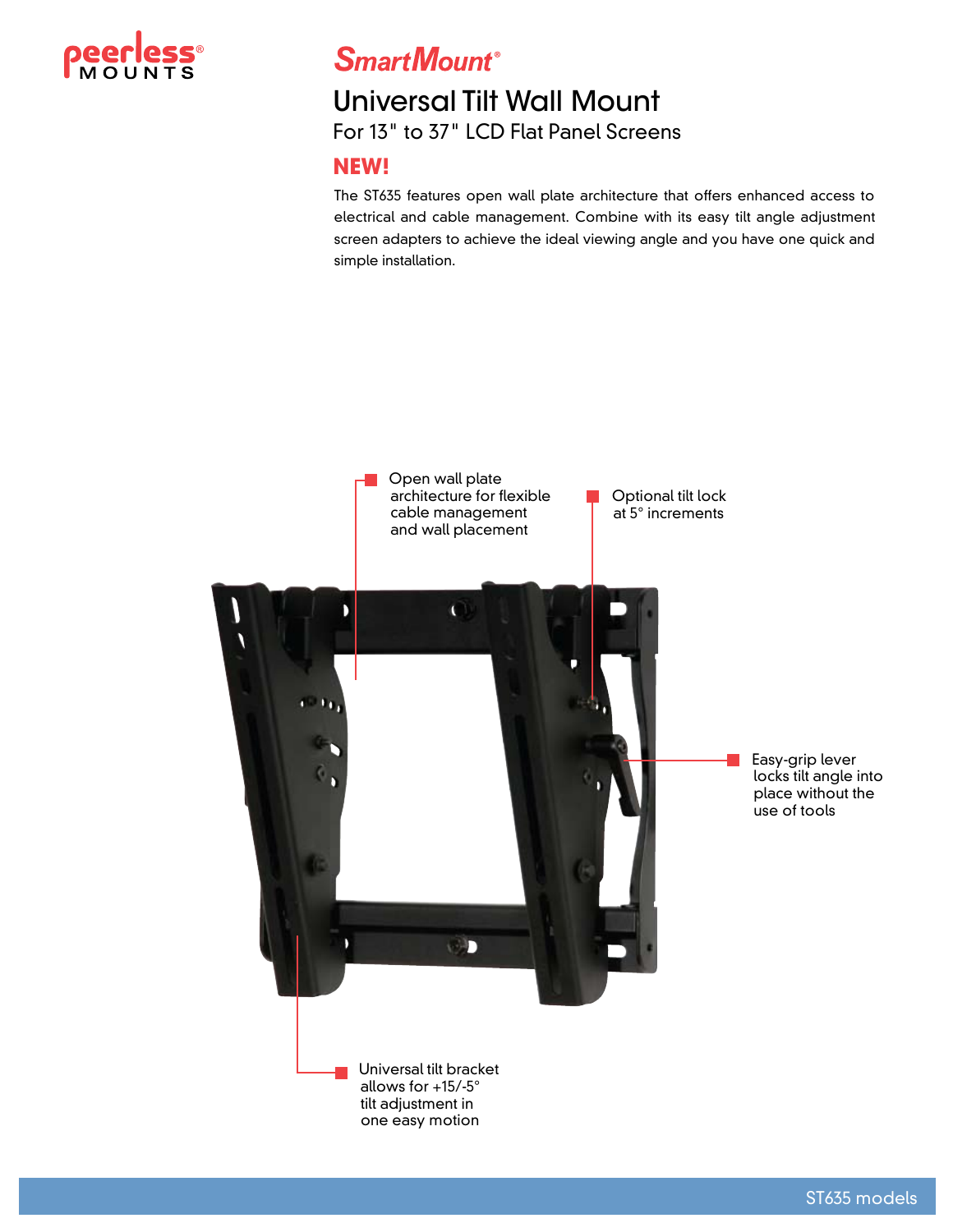peerless® MOUNTS

# SmartMount®

## Universal Tilt Wall Mount

For 13" to 37" LCD Flat Panel Screens

**NEW!**

The ST635 features open wall plate architecture that offers enhanced access to electrical and cable management. Combine with its easy tilt angle adjustment screen adapters to achieve the ideal viewing angle and you have one quick and simple installation.

- Open wall plate architecture for flexible cable management and wall placement
- Optional tilt lock at 5° increments
- Easy-grip lever locks tilt angle into place without the use of tools
- Universal tilt bracket allows for +15/-5° tilt adjustment in one easy motion

ST635 models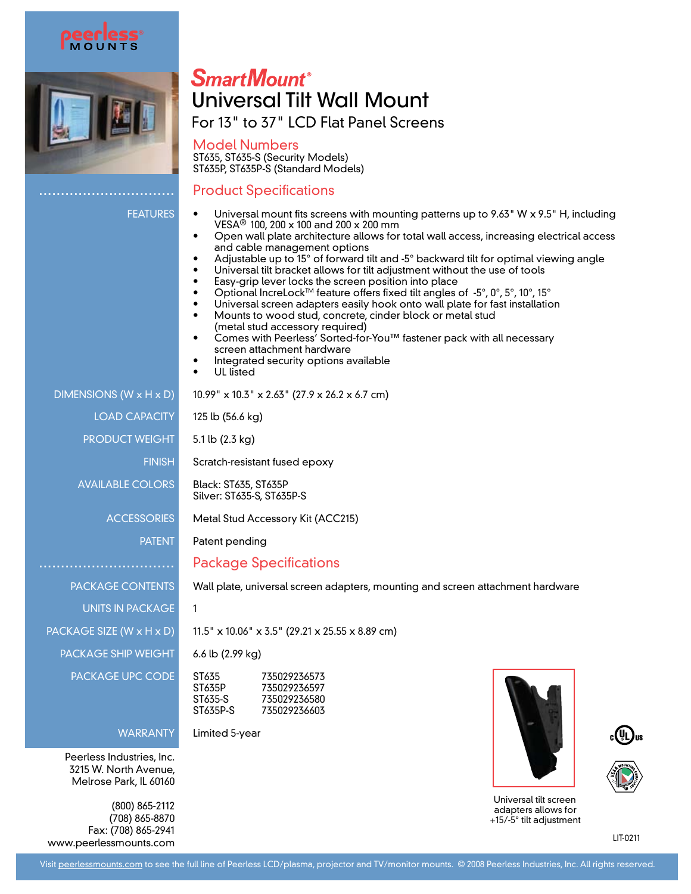peerless® MOUNTS

# SmartMount®

# Universal Tilt Wall Mount

## For 13" to 37" LCD Flat Panel Screens

## Model Numbers

ST635, ST635-S (Security Models)
ST635P, ST635P-S (Standard Models)

## Product Specifications

**FEATURES**

- Universal mount fits screens with mounting patterns up to 9.63" W x 9.5" H, including VESA® 100, 200 x 100 and 200 x 200 mm
- Open wall plate architecture allows for total wall access, increasing electrical access and cable management options
- Adjustable up to 15° of forward tilt and -5° backward tilt for optimal viewing angle
- Universal tilt bracket allows for tilt adjustment without the use of tools
- Easy-grip lever locks the screen position into place
- Optional IncreLock™ feature offers fixed tilt angles of -5°, 0°, 5°, 10°, 15°
- Universal screen adapters easily hook onto wall plate for fast installation
- Mounts to wood stud, concrete, cinder block or metal stud (metal stud accessory required)
- Comes with Peerless' Sorted-for-You™ fastener pack with all necessary screen attachment hardware
- Integrated security options available
- UL listed

| | |
|---|---|
| DIMENSIONS (W x H x D) | 10.99" x 10.3" x 2.63" (27.9 x 26.2 x 6.7 cm) |
| LOAD CAPACITY | 125 lb (56.6 kg) |
| PRODUCT WEIGHT | 5.1 lb (2.3 kg) |
| FINISH | Scratch-resistant fused epoxy |
| AVAILABLE COLORS | Black: ST635, ST635P<br>Silver: ST635-S, ST635P-S |
| ACCESSORIES | Metal Stud Accessory Kit (ACC215) |
| PATENT | Patent pending |

## Package Specifications

| | |
|---|---|
| PACKAGE CONTENTS | Wall plate, universal screen adapters, mounting and screen attachment hardware |
| UNITS IN PACKAGE | 1 |
| PACKAGE SIZE (W x H x D) | 11.5" x 10.06" x 3.5" (29.21 x 25.55 x 8.89 cm) |
| PACKAGE SHIP WEIGHT | 6.6 lb (2.99 kg) |
| PACKAGE UPC CODE | ST635 735029236573<br>ST635P 735029236597<br>ST635-S 735029236580<br>ST635P-S 735029236603 |
| WARRANTY | Limited 5-year |

Universal tilt screen adapters allows for +15/-5° tilt adjustment

Peerless Industries, Inc.
3215 W. North Avenue,
Melrose Park, IL 60160

(800) 865-2112
(708) 865-8870
Fax: (708) 865-2941
www.peerlessmounts.com

LIT-0211

Visit peerlessmounts.com to see the full line of Peerless LCD/plasma, projector and TV/monitor mounts. © 2008 Peerless Industries, Inc. All rights reserved.